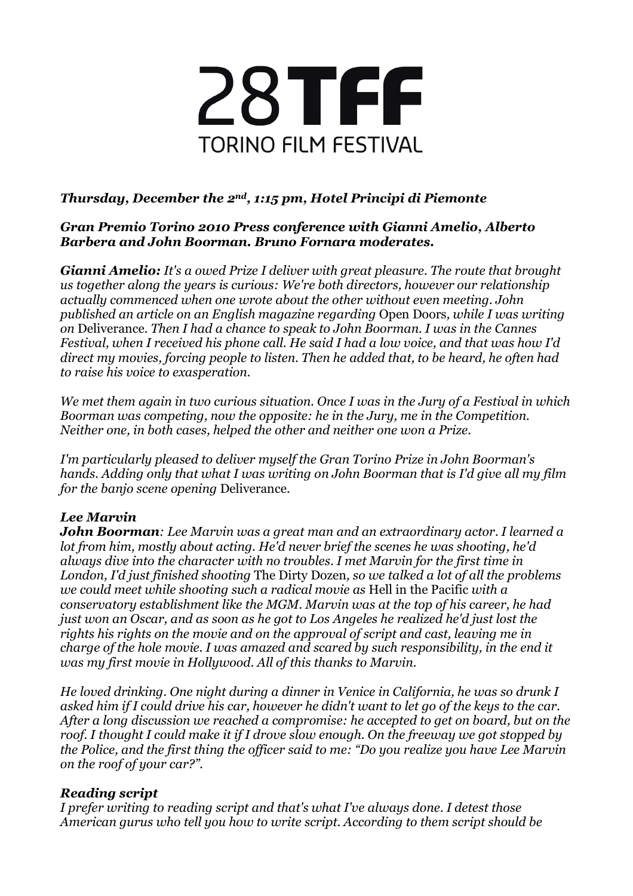# 28TFF TORINO FILM FESTIVAL

***Thursday, December the 2nd, 1:15 pm, Hotel Principi di Piemonte***

***Gran Premio Torino 2010 Press conference with Gianni Amelio, Alberto Barbera and John Boorman. Bruno Fornara moderates.***

***Gianni Amelio:*** *It's a owed Prize I deliver with great pleasure. The route that brought us together along the years is curious: We're both directors, however our relationship actually commenced when one wrote about the other without even meeting. John published an article on an English magazine regarding* Open Doors*, while I was writing on* Deliverance*. Then I had a chance to speak to John Boorman. I was in the Cannes Festival, when I received his phone call. He said I had a low voice, and that was how I'd direct my movies, forcing people to listen. Then he added that, to be heard, he often had to raise his voice to exasperation.*

*We met them again in two curious situation. Once I was in the Jury of a Festival in which Boorman was competing, now the opposite: he in the Jury, me in the Competition. Neither one, in both cases, helped the other and neither one won a Prize.*

*I'm particularly pleased to deliver myself the Gran Torino Prize in John Boorman's hands. Adding only that what I was writing on John Boorman that is I'd give all my film for the banjo scene opening* Deliverance*.*

### *Lee Marvin*

***John Boorman****: Lee Marvin was a great man and an extraordinary actor. I learned a lot from him, mostly about acting. He'd never brief the scenes he was shooting, he'd always dive into the character with no troubles. I met Marvin for the first time in London, I'd just finished shooting* The Dirty Dozen*, so we talked a lot of all the problems we could meet while shooting such a radical movie as* Hell in the Pacific *with a conservatory establishment like the MGM. Marvin was at the top of his career, he had just won an Oscar, and as soon as he got to Los Angeles he realized he'd just lost the rights his rights on the movie and on the approval of script and cast, leaving me in charge of the hole movie. I was amazed and scared by such responsibility, in the end it was my first movie in Hollywood. All of this thanks to Marvin.*

*He loved drinking. One night during a dinner in Venice in California, he was so drunk I asked him if I could drive his car, however he didn't want to let go of the keys to the car. After a long discussion we reached a compromise: he accepted to get on board, but on the roof. I thought I could make it if I drove slow enough. On the freeway we got stopped by the Police, and the first thing the officer said to me: "Do you realize you have Lee Marvin on the roof of your car?".*

### *Reading script*

*I prefer writing to reading script and that's what I've always done. I detest those American gurus who tell you how to write script. According to them script should be*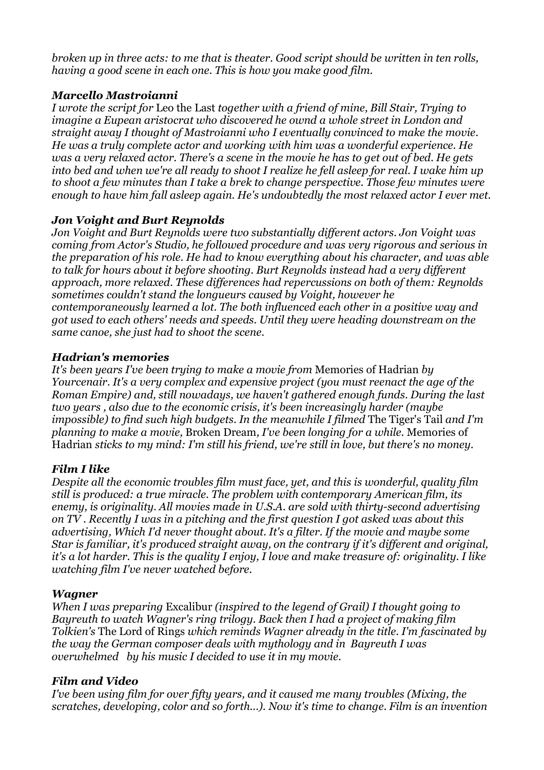*broken up in three acts: to me that is theater. Good script should be written in ten rolls, having a good scene in each one. This is how you make good film.*

### *Marcello Mastroianni*

*I wrote the script for* Leo the Last *together with a friend of mine, Bill Stair, Trying to imagine a Eupean aristocrat who discovered he ownd a whole street in London and straight away I thought of Mastroianni who I eventually convinced to make the movie. He was a truly complete actor and working with him was a wonderful experience. He was a very relaxed actor. There's a scene in the movie he has to get out of bed. He gets into bed and when we're all ready to shoot I realize he fell asleep for real. I wake him up to shoot a few minutes than I take a brek to change perspective. Those few minutes were enough to have him fall asleep again. He's undoubtedly the most relaxed actor I ever met.*

### *Jon Voight and Burt Reynolds*

*Jon Voight and Burt Reynolds were two substantially different actors. Jon Voight was coming from Actor's Studio, he followed procedure and was very rigorous and serious in the preparation of his role. He had to know everything about his character, and was able to talk for hours about it before shooting. Burt Reynolds instead had a very different approach, more relaxed. These differences had repercussions on both of them: Reynolds sometimes couldn't stand the longueurs caused by Voight, however he contemporaneously learned a lot. The both influenced each other in a positive way and got used to each others' needs and speeds. Until they were heading downstream on the same canoe, she just had to shoot the scene.*

### *Hadrian's memories*

*It's been years I've been trying to make a movie from* Memories of Hadrian *by Yourcenair. It's a very complex and expensive project (you must reenact the age of the Roman Empire) and, still nowadays, we haven't gathered enough funds. During the last two years , also due to the economic crisis, it's been increasingly harder (maybe impossible) to find such high budgets. In the meanwhile I filmed* The Tiger's Tail *and I'm planning to make a movie,* Broken Dream*, I've been longing for a while.* Memories of Hadrian *sticks to my mind: I'm still his friend, we're still in love, but there's no money.*

### *Film I like*

*Despite all the economic troubles film must face, yet, and this is wonderful, quality film still is produced: a true miracle. The problem with contemporary American film, its enemy, is originality. All movies made in U.S.A. are sold with thirty-second advertising on TV . Recently I was in a pitching and the first question I got asked was about this advertising, Which I'd never thought about. It's a filter. If the movie and maybe some Star is familiar, it's produced straight away, on the contrary if it's different and original, it's a lot harder. This is the quality I enjoy, I love and make treasure of: originality. I like watching film I've never watched before.*

### *Wagner*

*When I was preparing* Excalibur *(inspired to the legend of Grail) I thought going to Bayreuth to watch Wagner's ring trilogy. Back then I had a project of making film Tolkien's* The Lord of Rings *which reminds Wagner already in the title. I'm fascinated by the way the German composer deals with mythology and in Bayreuth I was overwhelmed by his music I decided to use it in my movie.*

### *Film and Video*

*I've been using film for over fifty years, and it caused me many troubles (Mixing, the scratches, developing, color and so forth...). Now it's time to change. Film is an invention*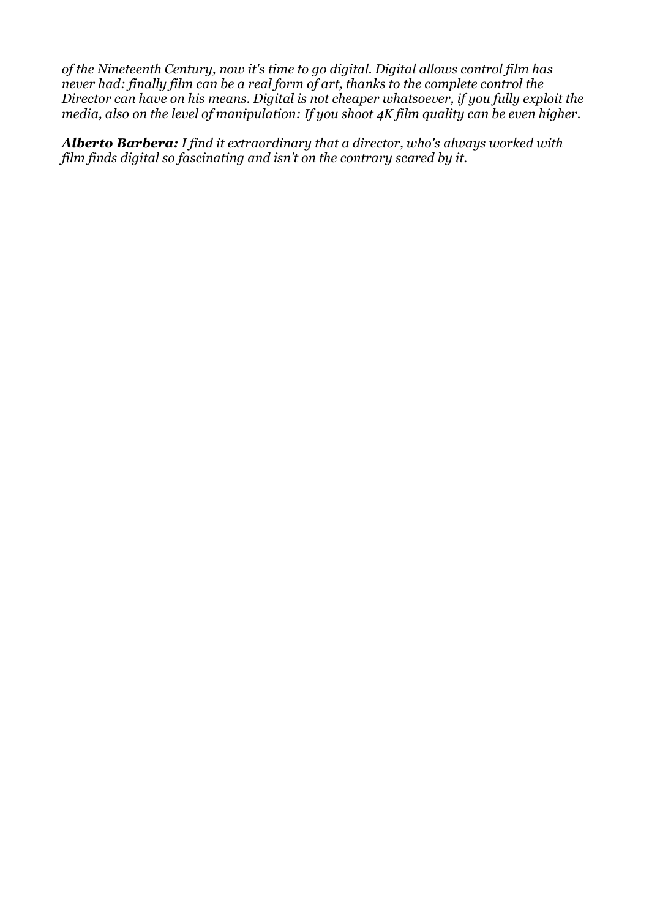*of the Nineteenth Century, now it's time to go digital. Digital allows control film has never had: finally film can be a real form of art, thanks to the complete control the Director can have on his means. Digital is not cheaper whatsoever, if you fully exploit the media, also on the level of manipulation: If you shoot 4K film quality can be even higher.*

***Alberto Barbera:*** *I find it extraordinary that a director, who's always worked with film finds digital so fascinating and isn't on the contrary scared by it.*